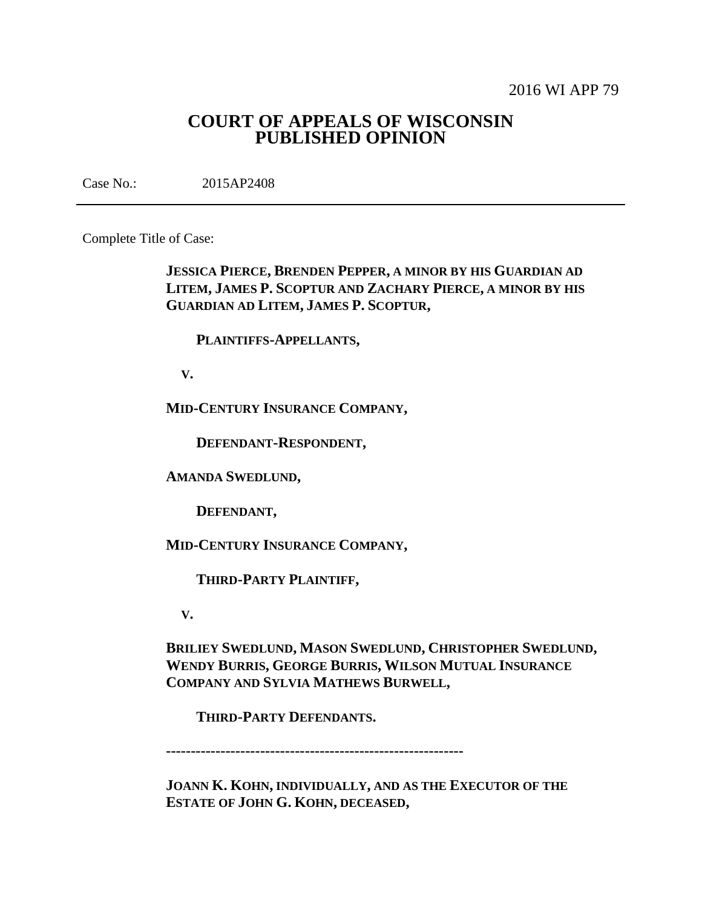2016 WI APP 79

# COURT OF APPEALS OF WISCONSIN PUBLISHED OPINION

Case No.: 2015AP2408

---

Complete Title of Case:

**JESSICA PIERCE, BRENDEN PEPPER, A MINOR BY HIS GUARDIAN AD LITEM, JAMES P. SCOPTUR AND ZACHARY PIERCE, A MINOR BY HIS GUARDIAN AD LITEM, JAMES P. SCOPTUR,**

**PLAINTIFFS-APPELLANTS,**

**V.**

**MID-CENTURY INSURANCE COMPANY,**

**DEFENDANT-RESPONDENT,**

**AMANDA SWEDLUND,**

**DEFENDANT,**

**MID-CENTURY INSURANCE COMPANY,**

**THIRD-PARTY PLAINTIFF,**

**V.**

**BRILIEY SWEDLUND, MASON SWEDLUND, CHRISTOPHER SWEDLUND, WENDY BURRIS, GEORGE BURRIS, WILSON MUTUAL INSURANCE COMPANY AND SYLVIA MATHEWS BURWELL,**

**THIRD-PARTY DEFENDANTS.**

**------------------------------------------------------------**

**JOANN K. KOHN, INDIVIDUALLY, AND AS THE EXECUTOR OF THE ESTATE OF JOHN G. KOHN, DECEASED,**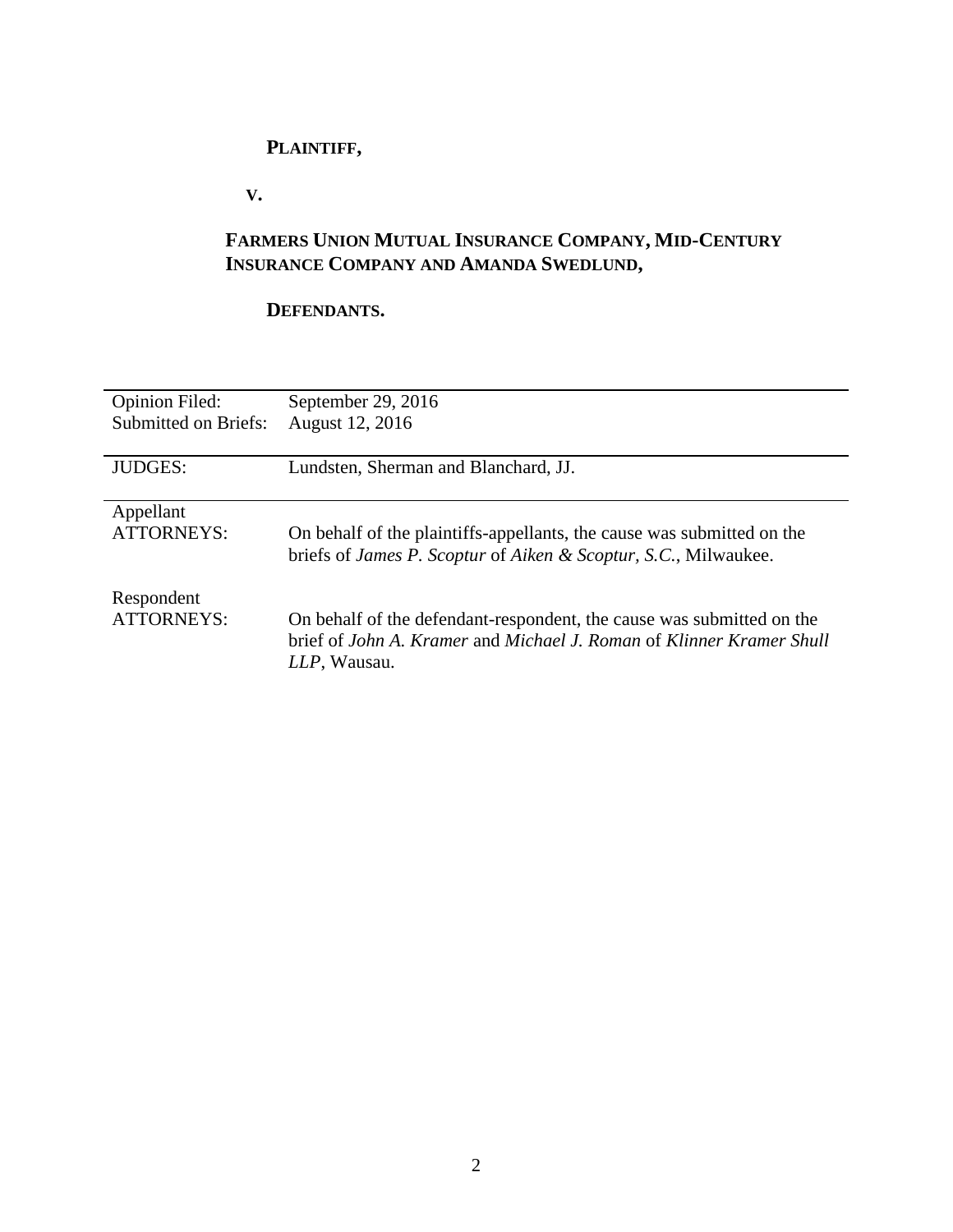**PLAINTIFF,**

**V.**

**FARMERS UNION MUTUAL INSURANCE COMPANY, MID-CENTURY INSURANCE COMPANY AND AMANDA SWEDLUND,**

**DEFENDANTS.**

| | |
|---|---|
| Opinion Filed: | September 29, 2016 |
| Submitted on Briefs: | August 12, 2016 |
| JUDGES: | Lundsten, Sherman and Blanchard, JJ. |
| Appellant ATTORNEYS: | On behalf of the plaintiffs-appellants, the cause was submitted on the briefs of *James P. Scoptur* of *Aiken & Scoptur, S.C.*, Milwaukee. |
| Respondent ATTORNEYS: | On behalf of the defendant-respondent, the cause was submitted on the brief of *John A. Kramer* and *Michael J. Roman* of *Klinner Kramer Shull LLP*, Wausau. |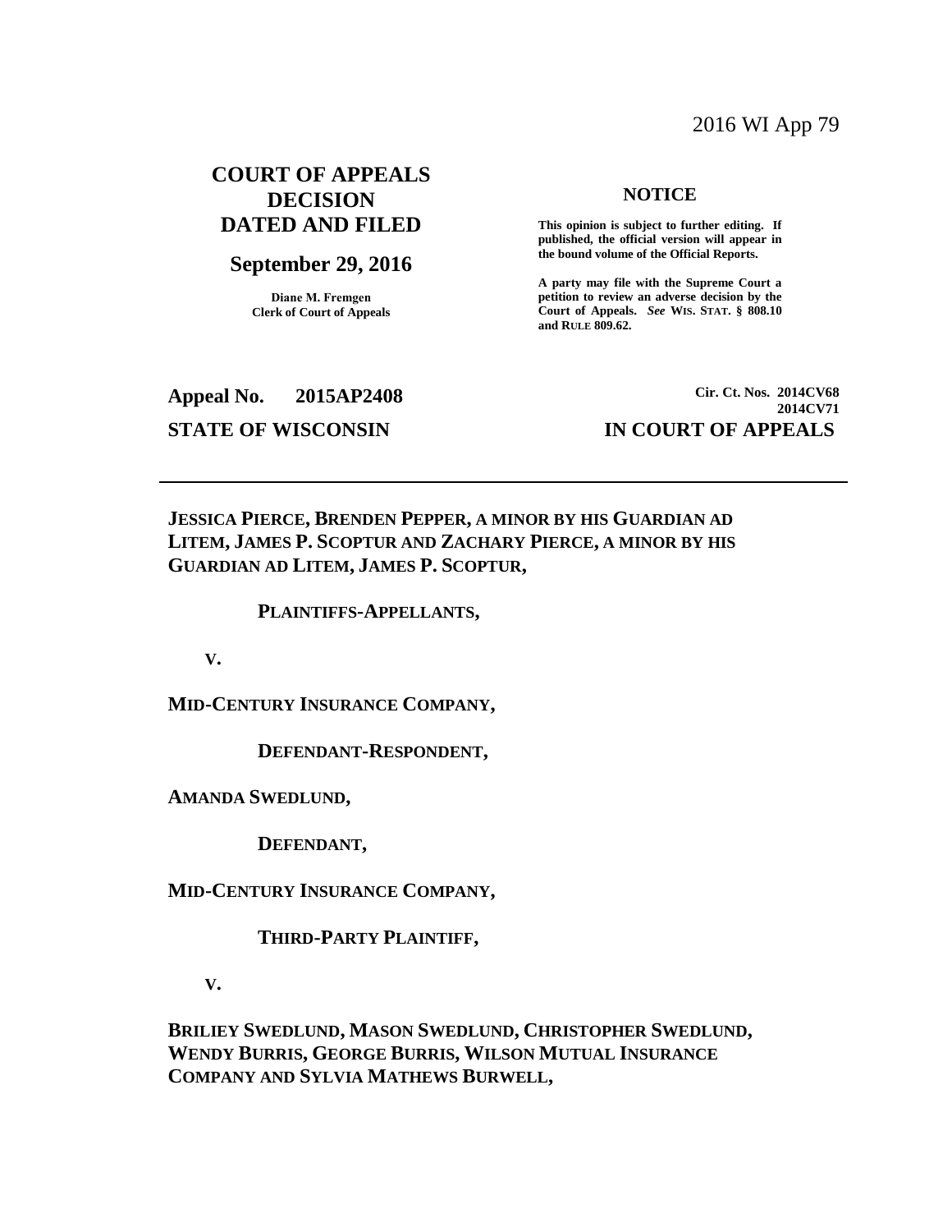2016 WI App 79

**COURT OF APPEALS DECISION DATED AND FILED**

**September 29, 2016**

**Diane M. Fremgen**
**Clerk of Court of Appeals**

**NOTICE**

**This opinion is subject to further editing. If published, the official version will appear in the bound volume of the Official Reports.**

**A party may file with the Supreme Court a petition to review an adverse decision by the Court of Appeals.** ***See*** **WIS. STAT. § 808.10 and RULE 809.62.**

**Appeal No. 2015AP2408**

**Cir. Ct. Nos. 2014CV68**
**2014CV71**

**STATE OF WISCONSIN**

**IN COURT OF APPEALS**

---

**JESSICA PIERCE, BRENDEN PEPPER, A MINOR BY HIS GUARDIAN AD LITEM, JAMES P. SCOPTUR AND ZACHARY PIERCE, A MINOR BY HIS GUARDIAN AD LITEM, JAMES P. SCOPTUR,**

**PLAINTIFFS-APPELLANTS,**

**V.**

**MID-CENTURY INSURANCE COMPANY,**

**DEFENDANT-RESPONDENT,**

**AMANDA SWEDLUND,**

**DEFENDANT,**

**MID-CENTURY INSURANCE COMPANY,**

**THIRD-PARTY PLAINTIFF,**

**V.**

**BRILIEY SWEDLUND, MASON SWEDLUND, CHRISTOPHER SWEDLUND, WENDY BURRIS, GEORGE BURRIS, WILSON MUTUAL INSURANCE COMPANY AND SYLVIA MATHEWS BURWELL,**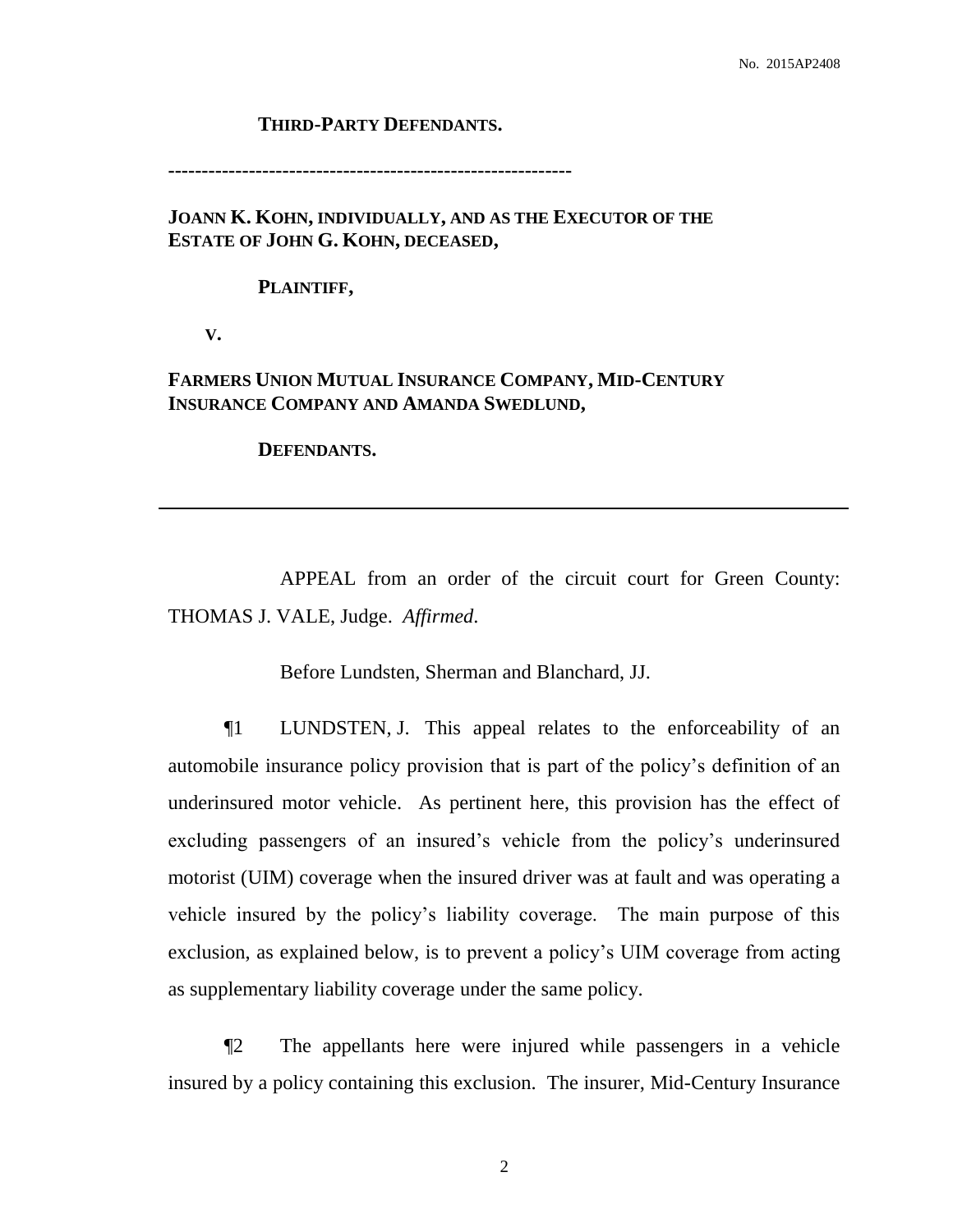**THIRD-PARTY DEFENDANTS.**

---

**JOANN K. KOHN, INDIVIDUALLY, AND AS THE EXECUTOR OF THE ESTATE OF JOHN G. KOHN, DECEASED,**

**PLAINTIFF,**

**V.**

**FARMERS UNION MUTUAL INSURANCE COMPANY, MID-CENTURY INSURANCE COMPANY AND AMANDA SWEDLUND,**

**DEFENDANTS.**

---

APPEAL from an order of the circuit court for Green County: THOMAS J. VALE, Judge. *Affirmed.*

Before Lundsten, Sherman and Blanchard, JJ.

¶1 LUNDSTEN, J. This appeal relates to the enforceability of an automobile insurance policy provision that is part of the policy's definition of an underinsured motor vehicle. As pertinent here, this provision has the effect of excluding passengers of an insured's vehicle from the policy's underinsured motorist (UIM) coverage when the insured driver was at fault and was operating a vehicle insured by the policy's liability coverage. The main purpose of this exclusion, as explained below, is to prevent a policy's UIM coverage from acting as supplementary liability coverage under the same policy.

¶2 The appellants here were injured while passengers in a vehicle insured by a policy containing this exclusion. The insurer, Mid-Century Insurance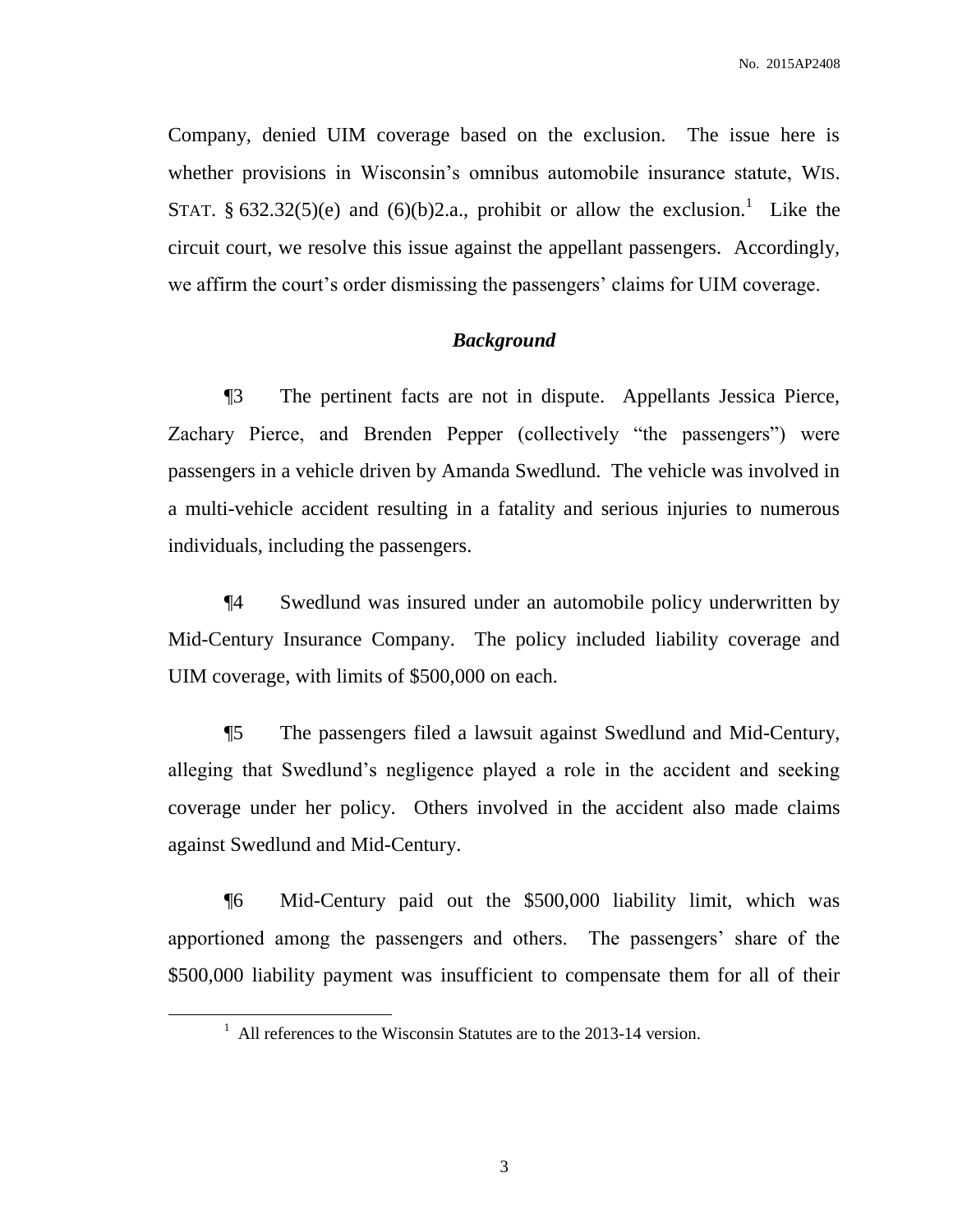Company, denied UIM coverage based on the exclusion. The issue here is whether provisions in Wisconsin's omnibus automobile insurance statute, WIS. STAT. § 632.32(5)(e) and (6)(b)2.a., prohibit or allow the exclusion.[1] Like the circuit court, we resolve this issue against the appellant passengers. Accordingly, we affirm the court's order dismissing the passengers' claims for UIM coverage.

## *Background*

¶3 The pertinent facts are not in dispute. Appellants Jessica Pierce, Zachary Pierce, and Brenden Pepper (collectively "the passengers") were passengers in a vehicle driven by Amanda Swedlund. The vehicle was involved in a multi-vehicle accident resulting in a fatality and serious injuries to numerous individuals, including the passengers.

¶4 Swedlund was insured under an automobile policy underwritten by Mid-Century Insurance Company. The policy included liability coverage and UIM coverage, with limits of $500,000 on each.

¶5 The passengers filed a lawsuit against Swedlund and Mid-Century, alleging that Swedlund's negligence played a role in the accident and seeking coverage under her policy. Others involved in the accident also made claims against Swedlund and Mid-Century.

¶6 Mid-Century paid out the $500,000 liability limit, which was apportioned among the passengers and others. The passengers' share of the $500,000 liability payment was insufficient to compensate them for all of their

[1] All references to the Wisconsin Statutes are to the 2013-14 version.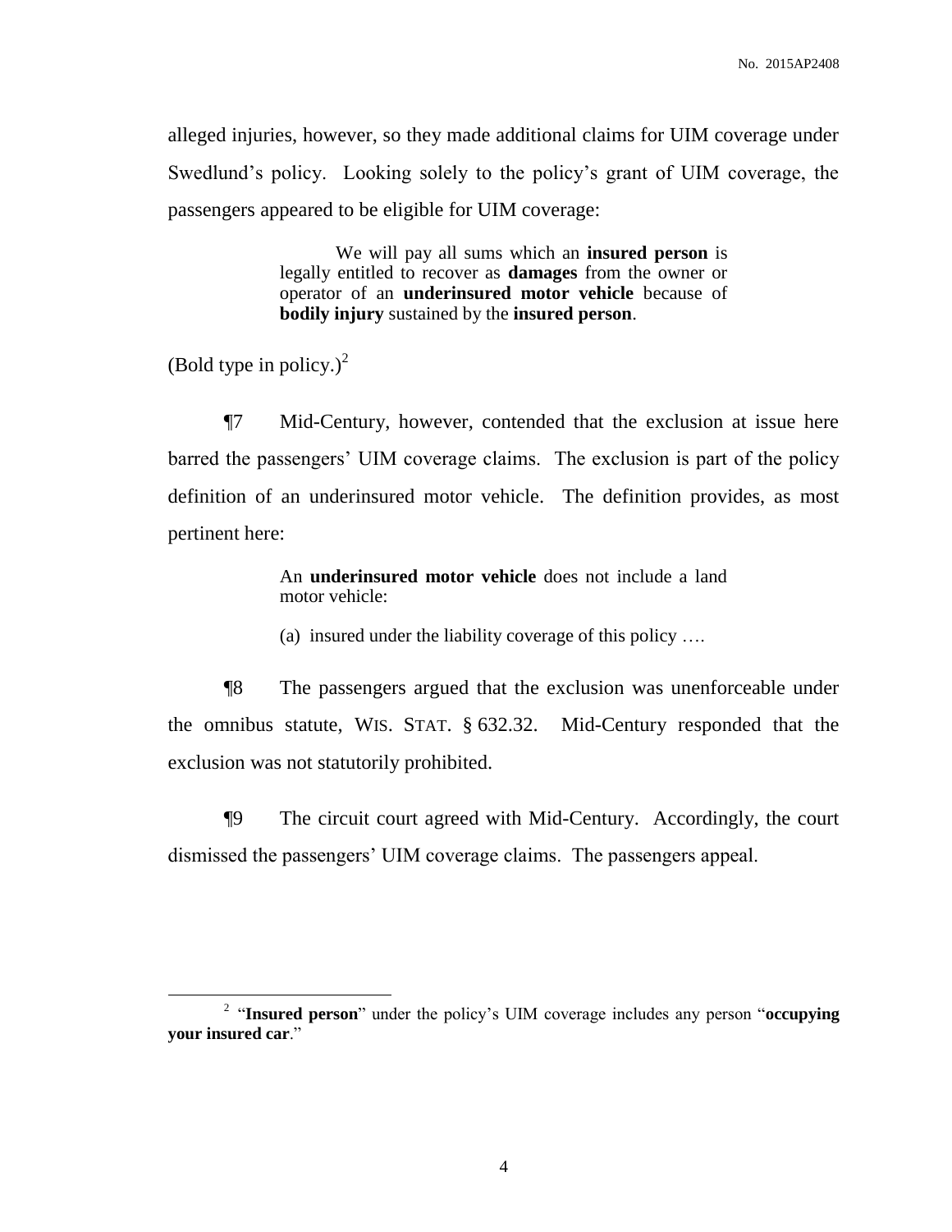alleged injuries, however, so they made additional claims for UIM coverage under Swedlund's policy. Looking solely to the policy's grant of UIM coverage, the passengers appeared to be eligible for UIM coverage:

> We will pay all sums which an **insured person** is legally entitled to recover as **damages** from the owner or operator of an **underinsured motor vehicle** because of **bodily injury** sustained by the **insured person**.

(Bold type in policy.)[2]

¶7 Mid-Century, however, contended that the exclusion at issue here barred the passengers' UIM coverage claims. The exclusion is part of the policy definition of an underinsured motor vehicle. The definition provides, as most pertinent here:

> An **underinsured motor vehicle** does not include a land motor vehicle:
>
> (a) insured under the liability coverage of this policy ….

¶8 The passengers argued that the exclusion was unenforceable under the omnibus statute, WIS. STAT. § 632.32. Mid-Century responded that the exclusion was not statutorily prohibited.

¶9 The circuit court agreed with Mid-Century. Accordingly, the court dismissed the passengers' UIM coverage claims. The passengers appeal.

---

[2] "**Insured person**" under the policy's UIM coverage includes any person "**occupying your insured car**."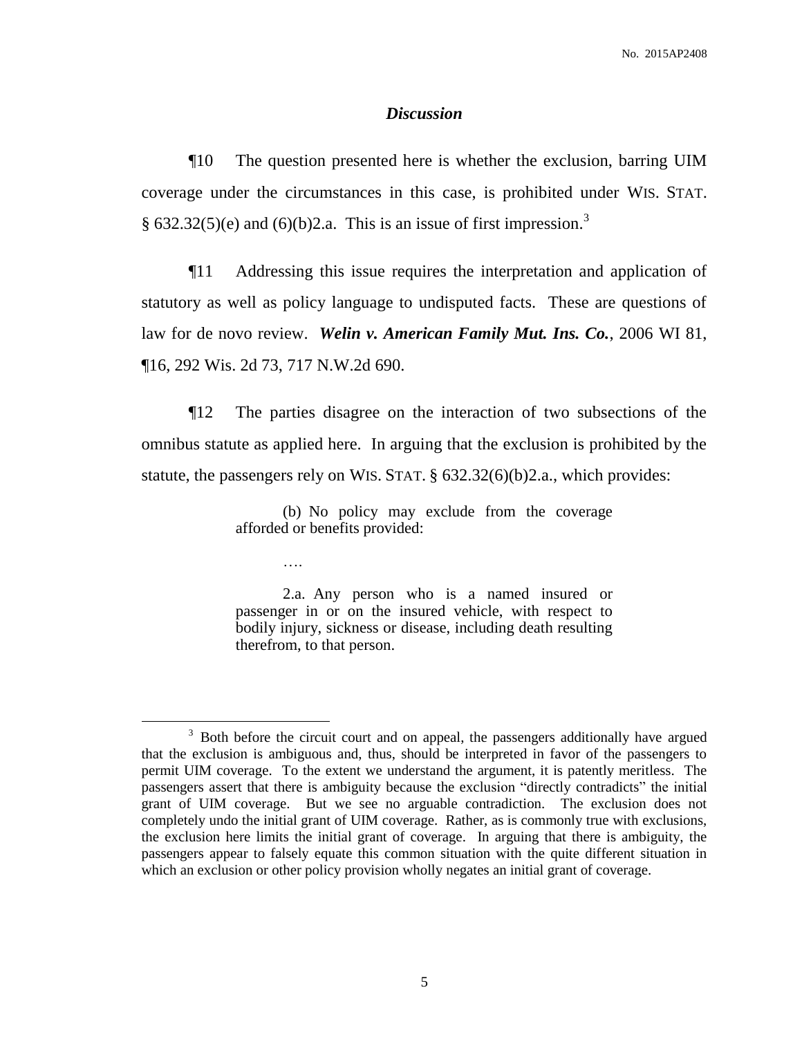### *Discussion*

¶10 The question presented here is whether the exclusion, barring UIM coverage under the circumstances in this case, is prohibited under WIS. STAT. § 632.32(5)(e) and (6)(b)2.a. This is an issue of first impression.[3]

¶11 Addressing this issue requires the interpretation and application of statutory as well as policy language to undisputed facts. These are questions of law for de novo review. ***Welin v. American Family Mut. Ins. Co.***, 2006 WI 81, ¶16, 292 Wis. 2d 73, 717 N.W.2d 690.

¶12 The parties disagree on the interaction of two subsections of the omnibus statute as applied here. In arguing that the exclusion is prohibited by the statute, the passengers rely on WIS. STAT. § 632.32(6)(b)2.a., which provides:

> (b) No policy may exclude from the coverage afforded or benefits provided:
>
> ….
>
> 2.a. Any person who is a named insured or passenger in or on the insured vehicle, with respect to bodily injury, sickness or disease, including death resulting therefrom, to that person.

[3] Both before the circuit court and on appeal, the passengers additionally have argued that the exclusion is ambiguous and, thus, should be interpreted in favor of the passengers to permit UIM coverage. To the extent we understand the argument, it is patently meritless. The passengers assert that there is ambiguity because the exclusion "directly contradicts" the initial grant of UIM coverage. But we see no arguable contradiction. The exclusion does not completely undo the initial grant of UIM coverage. Rather, as is commonly true with exclusions, the exclusion here limits the initial grant of coverage. In arguing that there is ambiguity, the passengers appear to falsely equate this common situation with the quite different situation in which an exclusion or other policy provision wholly negates an initial grant of coverage.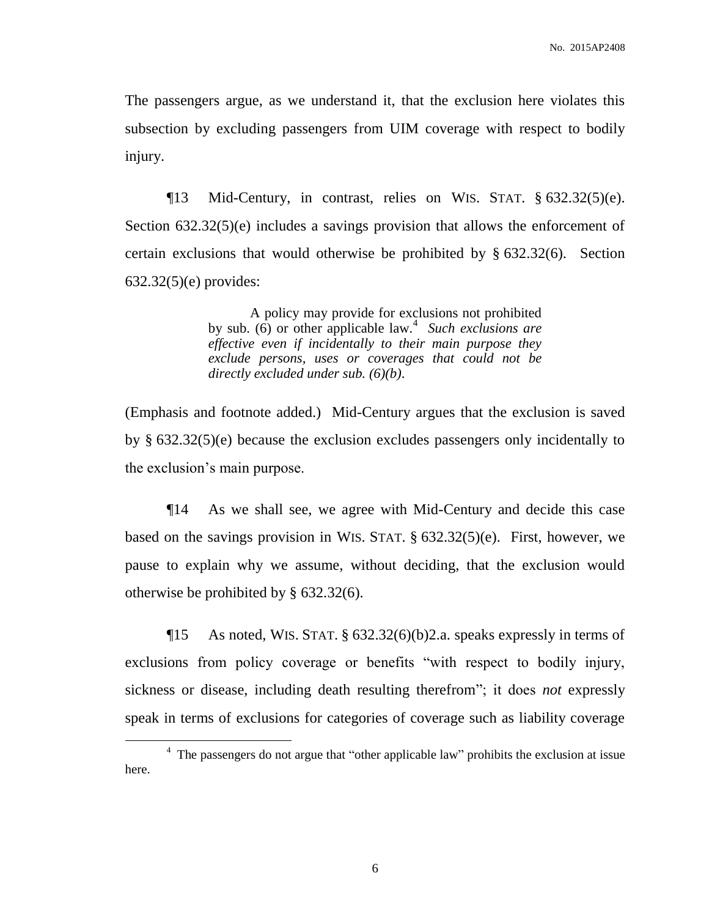The passengers argue, as we understand it, that the exclusion here violates this subsection by excluding passengers from UIM coverage with respect to bodily injury.

¶13 Mid-Century, in contrast, relies on WIS. STAT. § 632.32(5)(e). Section 632.32(5)(e) includes a savings provision that allows the enforcement of certain exclusions that would otherwise be prohibited by § 632.32(6). Section 632.32(5)(e) provides:

> A policy may provide for exclusions not prohibited by sub. (6) or other applicable law.[4] *Such exclusions are effective even if incidentally to their main purpose they exclude persons, uses or coverages that could not be directly excluded under sub. (6)(b).*

(Emphasis and footnote added.) Mid-Century argues that the exclusion is saved by § 632.32(5)(e) because the exclusion excludes passengers only incidentally to the exclusion's main purpose.

¶14 As we shall see, we agree with Mid-Century and decide this case based on the savings provision in WIS. STAT. § 632.32(5)(e). First, however, we pause to explain why we assume, without deciding, that the exclusion would otherwise be prohibited by § 632.32(6).

¶15 As noted, WIS. STAT. § 632.32(6)(b)2.a. speaks expressly in terms of exclusions from policy coverage or benefits "with respect to bodily injury, sickness or disease, including death resulting therefrom"; it does *not* expressly speak in terms of exclusions for categories of coverage such as liability coverage

[4] The passengers do not argue that "other applicable law" prohibits the exclusion at issue here.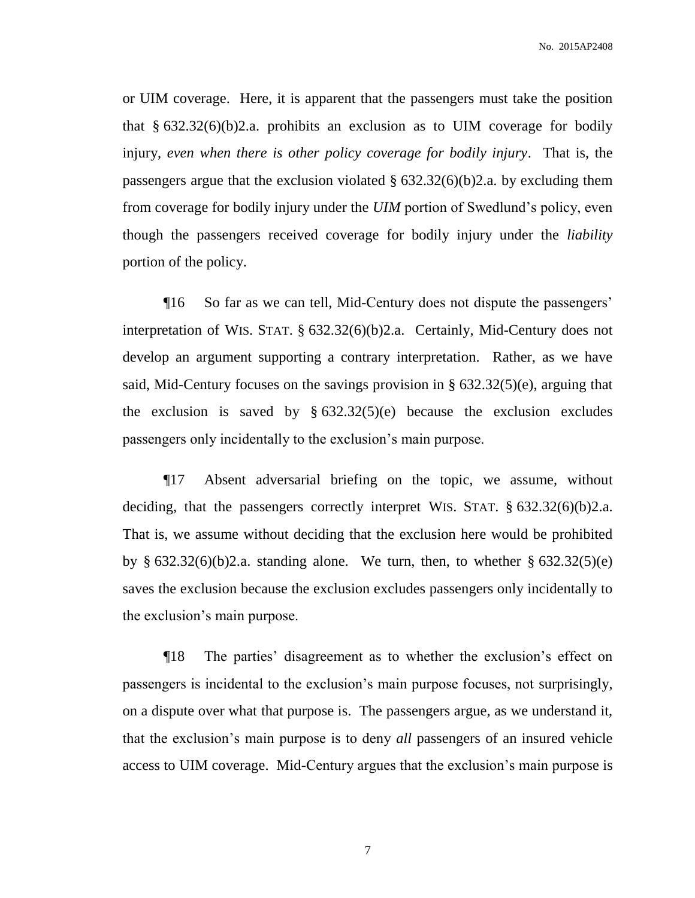or UIM coverage. Here, it is apparent that the passengers must take the position that § 632.32(6)(b)2.a. prohibits an exclusion as to UIM coverage for bodily injury, *even when there is other policy coverage for bodily injury*. That is, the passengers argue that the exclusion violated § 632.32(6)(b)2.a. by excluding them from coverage for bodily injury under the *UIM* portion of Swedlund's policy, even though the passengers received coverage for bodily injury under the *liability* portion of the policy.

¶16 So far as we can tell, Mid-Century does not dispute the passengers' interpretation of WIS. STAT. § 632.32(6)(b)2.a. Certainly, Mid-Century does not develop an argument supporting a contrary interpretation. Rather, as we have said, Mid-Century focuses on the savings provision in § 632.32(5)(e), arguing that the exclusion is saved by § 632.32(5)(e) because the exclusion excludes passengers only incidentally to the exclusion's main purpose.

¶17 Absent adversarial briefing on the topic, we assume, without deciding, that the passengers correctly interpret WIS. STAT. § 632.32(6)(b)2.a. That is, we assume without deciding that the exclusion here would be prohibited by § 632.32(6)(b)2.a. standing alone. We turn, then, to whether § 632.32(5)(e) saves the exclusion because the exclusion excludes passengers only incidentally to the exclusion's main purpose.

¶18 The parties' disagreement as to whether the exclusion's effect on passengers is incidental to the exclusion's main purpose focuses, not surprisingly, on a dispute over what that purpose is. The passengers argue, as we understand it, that the exclusion's main purpose is to deny *all* passengers of an insured vehicle access to UIM coverage. Mid-Century argues that the exclusion's main purpose is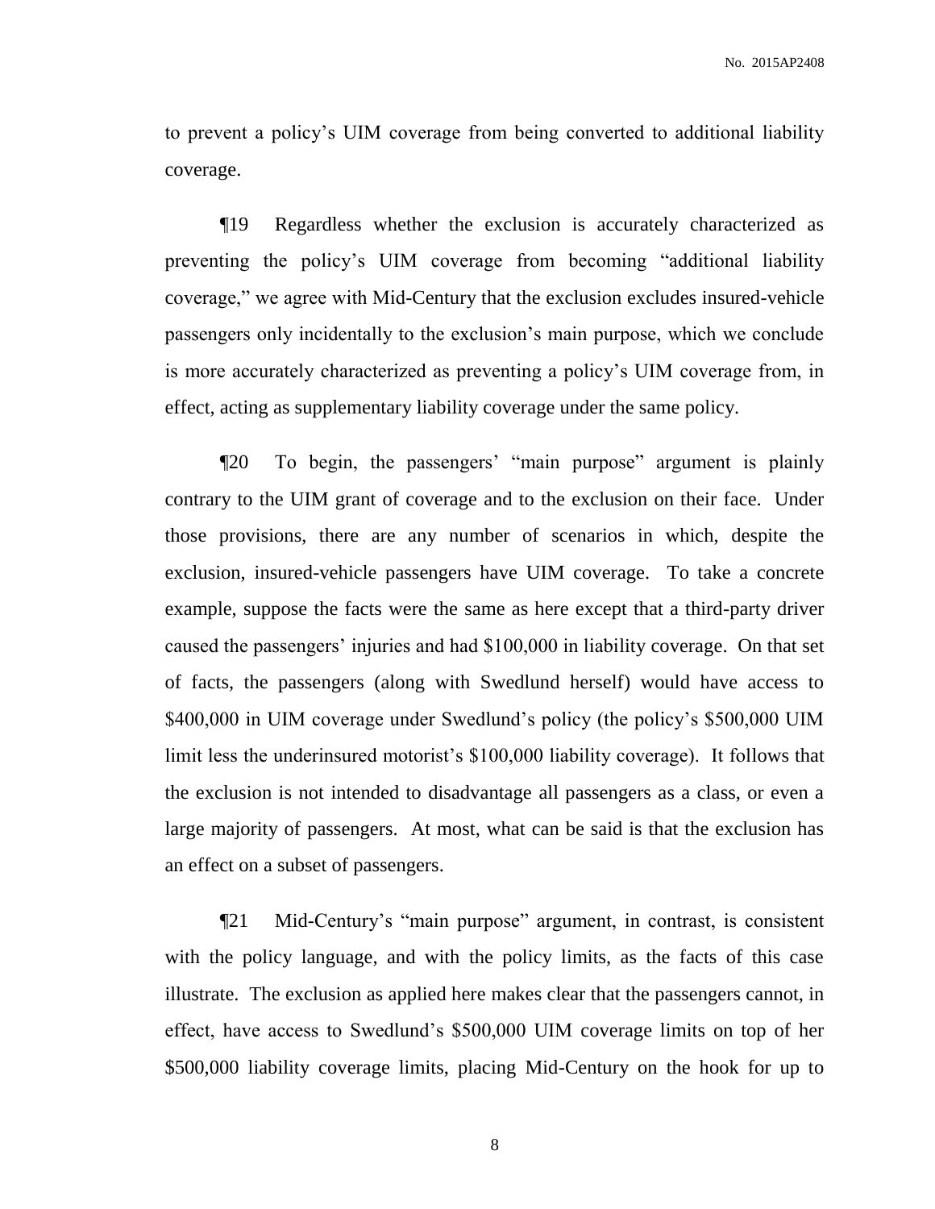to prevent a policy's UIM coverage from being converted to additional liability coverage.

¶19 Regardless whether the exclusion is accurately characterized as preventing the policy's UIM coverage from becoming "additional liability coverage," we agree with Mid-Century that the exclusion excludes insured-vehicle passengers only incidentally to the exclusion's main purpose, which we conclude is more accurately characterized as preventing a policy's UIM coverage from, in effect, acting as supplementary liability coverage under the same policy.

¶20 To begin, the passengers' "main purpose" argument is plainly contrary to the UIM grant of coverage and to the exclusion on their face. Under those provisions, there are any number of scenarios in which, despite the exclusion, insured-vehicle passengers have UIM coverage. To take a concrete example, suppose the facts were the same as here except that a third-party driver caused the passengers' injuries and had $100,000 in liability coverage. On that set of facts, the passengers (along with Swedlund herself) would have access to $400,000 in UIM coverage under Swedlund's policy (the policy's $500,000 UIM limit less the underinsured motorist's $100,000 liability coverage). It follows that the exclusion is not intended to disadvantage all passengers as a class, or even a large majority of passengers. At most, what can be said is that the exclusion has an effect on a subset of passengers.

¶21 Mid-Century's "main purpose" argument, in contrast, is consistent with the policy language, and with the policy limits, as the facts of this case illustrate. The exclusion as applied here makes clear that the passengers cannot, in effect, have access to Swedlund's $500,000 UIM coverage limits on top of her $500,000 liability coverage limits, placing Mid-Century on the hook for up to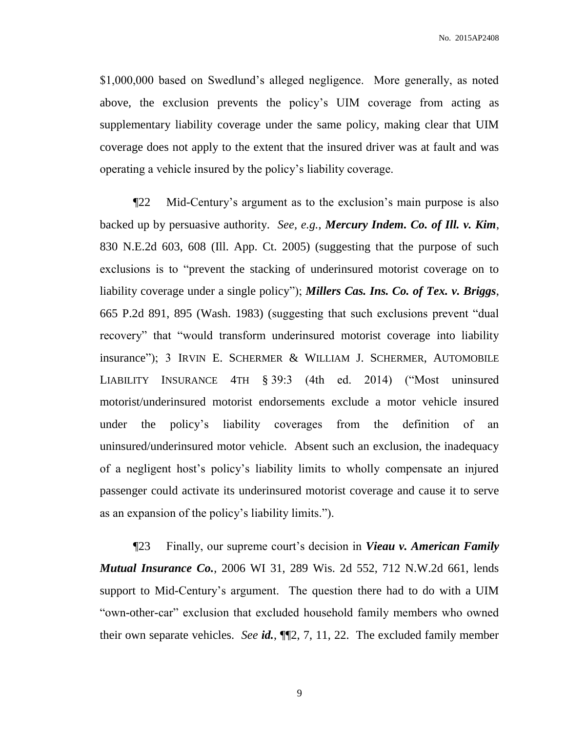$1,000,000 based on Swedlund's alleged negligence. More generally, as noted above, the exclusion prevents the policy's UIM coverage from acting as supplementary liability coverage under the same policy, making clear that UIM coverage does not apply to the extent that the insured driver was at fault and was operating a vehicle insured by the policy's liability coverage.

¶22 Mid-Century's argument as to the exclusion's main purpose is also backed up by persuasive authority. *See, e.g.*, ***Mercury Indem. Co. of Ill. v. Kim***, 830 N.E.2d 603, 608 (Ill. App. Ct. 2005) (suggesting that the purpose of such exclusions is to "prevent the stacking of underinsured motorist coverage on to liability coverage under a single policy"); ***Millers Cas. Ins. Co. of Tex. v. Briggs***, 665 P.2d 891, 895 (Wash. 1983) (suggesting that such exclusions prevent "dual recovery" that "would transform underinsured motorist coverage into liability insurance"); 3 IRVIN E. SCHERMER & WILLIAM J. SCHERMER, AUTOMOBILE LIABILITY INSURANCE 4TH § 39:3 (4th ed. 2014) ("Most uninsured motorist/underinsured motorist endorsements exclude a motor vehicle insured under the policy's liability coverages from the definition of an uninsured/underinsured motor vehicle. Absent such an exclusion, the inadequacy of a negligent host's policy's liability limits to wholly compensate an injured passenger could activate its underinsured motorist coverage and cause it to serve as an expansion of the policy's liability limits.").

¶23 Finally, our supreme court's decision in ***Vieau v. American Family Mutual Insurance Co.***, 2006 WI 31, 289 Wis. 2d 552, 712 N.W.2d 661, lends support to Mid-Century's argument. The question there had to do with a UIM "own-other-car" exclusion that excluded household family members who owned their own separate vehicles. *See* ***id.***, ¶¶2, 7, 11, 22. The excluded family member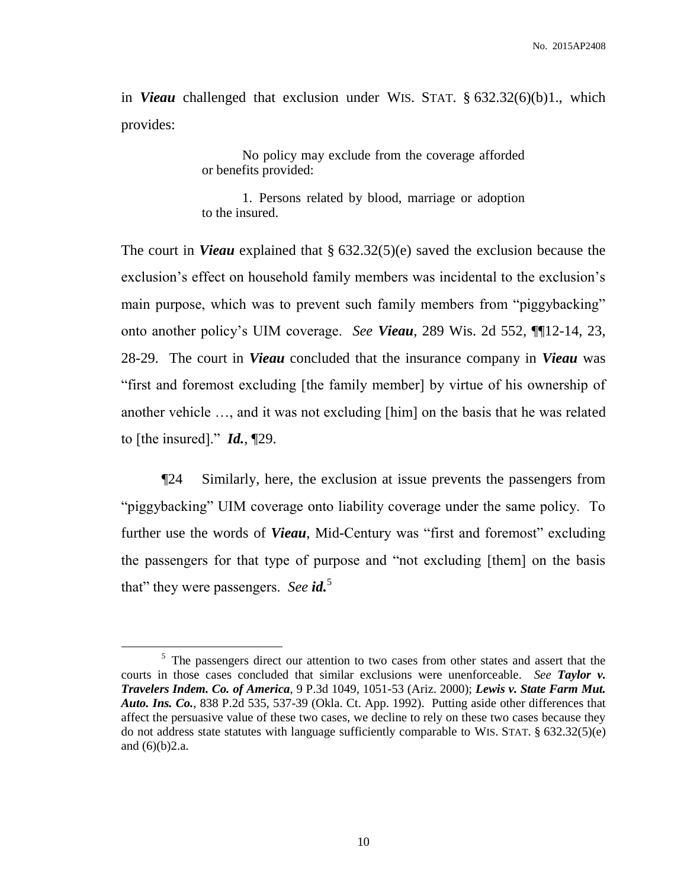in ***Vieau*** challenged that exclusion under WIS. STAT. § 632.32(6)(b)1., which provides:

> No policy may exclude from the coverage afforded or benefits provided:
>
> 1. Persons related by blood, marriage or adoption to the insured.

The court in ***Vieau*** explained that § 632.32(5)(e) saved the exclusion because the exclusion's effect on household family members was incidental to the exclusion's main purpose, which was to prevent such family members from "piggybacking" onto another policy's UIM coverage. *See* ***Vieau***, 289 Wis. 2d 552, ¶¶12-14, 23, 28-29. The court in ***Vieau*** concluded that the insurance company in ***Vieau*** was "first and foremost excluding [the family member] by virtue of his ownership of another vehicle …, and it was not excluding [him] on the basis that he was related to [the insured]." ***Id.***, ¶29.

¶24 Similarly, here, the exclusion at issue prevents the passengers from "piggybacking" UIM coverage onto liability coverage under the same policy. To further use the words of ***Vieau***, Mid-Century was "first and foremost" excluding the passengers for that type of purpose and "not excluding [them] on the basis that" they were passengers. *See* ***id.***[5]

---

[5] The passengers direct our attention to two cases from other states and assert that the courts in those cases concluded that similar exclusions were unenforceable. *See* ***Taylor v. Travelers Indem. Co. of America***, 9 P.3d 1049, 1051-53 (Ariz. 2000); ***Lewis v. State Farm Mut. Auto. Ins. Co.***, 838 P.2d 535, 537-39 (Okla. Ct. App. 1992). Putting aside other differences that affect the persuasive value of these two cases, we decline to rely on these two cases because they do not address state statutes with language sufficiently comparable to WIS. STAT. § 632.32(5)(e) and (6)(b)2.a.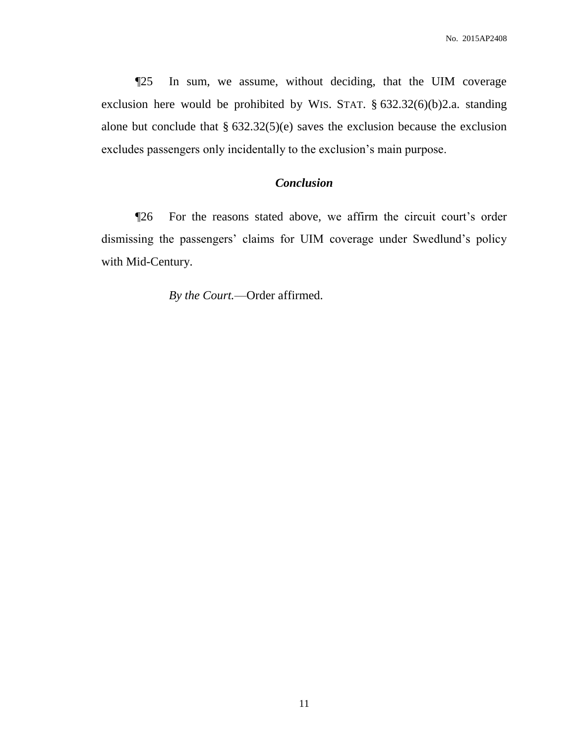¶25 In sum, we assume, without deciding, that the UIM coverage exclusion here would be prohibited by WIS. STAT. § 632.32(6)(b)2.a. standing alone but conclude that § 632.32(5)(e) saves the exclusion because the exclusion excludes passengers only incidentally to the exclusion's main purpose.

### *Conclusion*

¶26 For the reasons stated above, we affirm the circuit court's order dismissing the passengers' claims for UIM coverage under Swedlund's policy with Mid-Century.

*By the Court.*—Order affirmed.